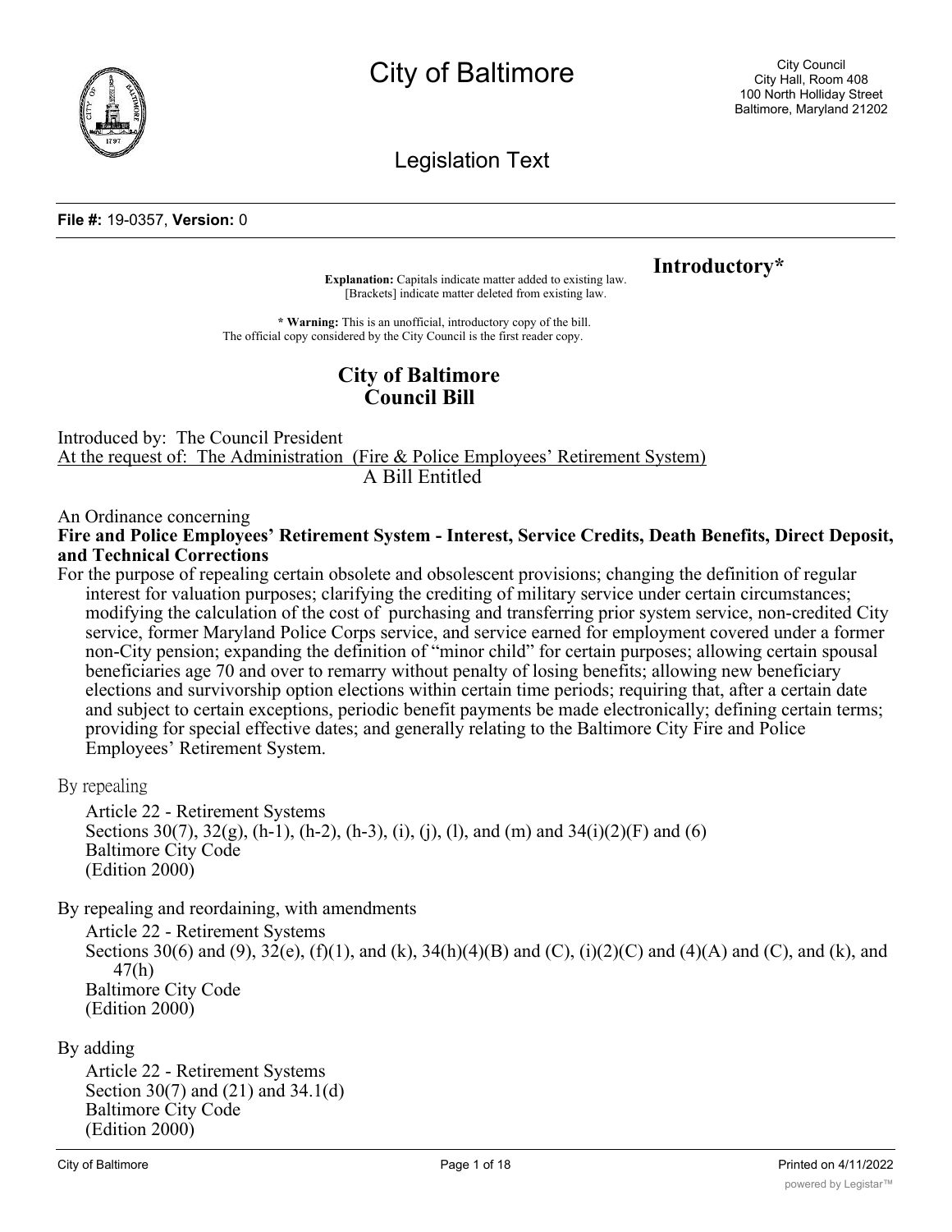# City of Baltimore

City Council
City Hall, Room 408
100 North Holliday Street
Baltimore, Maryland 21202

## Legislation Text

**File #:** 19-0357, **Version:** 0

**Introductory***

**Explanation:** Capitals indicate matter added to existing law.
[Brackets] indicate matter deleted from existing law.

**\* Warning:** This is an unofficial, introductory copy of the bill.
The official copy considered by the City Council is the first reader copy.

## City of Baltimore
## Council Bill

Introduced by: The Council President
At the request of: The Administration (Fire & Police Employees' Retirement System)

A Bill Entitled

An Ordinance concerning

**Fire and Police Employees' Retirement System - Interest, Service Credits, Death Benefits, Direct Deposit, and Technical Corrections**

For the purpose of repealing certain obsolete and obsolescent provisions; changing the definition of regular interest for valuation purposes; clarifying the crediting of military service under certain circumstances; modifying the calculation of the cost of purchasing and transferring prior system service, non-credited City service, former Maryland Police Corps service, and service earned for employment covered under a former non-City pension; expanding the definition of "minor child" for certain purposes; allowing certain spousal beneficiaries age 70 and over to remarry without penalty of losing benefits; allowing new beneficiary elections and survivorship option elections within certain time periods; requiring that, after a certain date and subject to certain exceptions, periodic benefit payments be made electronically; defining certain terms; providing for special effective dates; and generally relating to the Baltimore City Fire and Police Employees' Retirement System.

By repealing

Article 22 - Retirement Systems
Sections 30(7), 32(g), (h-1), (h-2), (h-3), (i), (j), (l), and (m) and 34(i)(2)(F) and (6)
Baltimore City Code
(Edition 2000)

By repealing and reordaining, with amendments

Article 22 - Retirement Systems
Sections 30(6) and (9), 32(e), (f)(1), and (k), 34(h)(4)(B) and (C), (i)(2)(C) and (4)(A) and (C), and (k), and 47(h)
Baltimore City Code
(Edition 2000)

By adding

Article 22 - Retirement Systems
Section 30(7) and (21) and 34.1(d)
Baltimore City Code
(Edition 2000)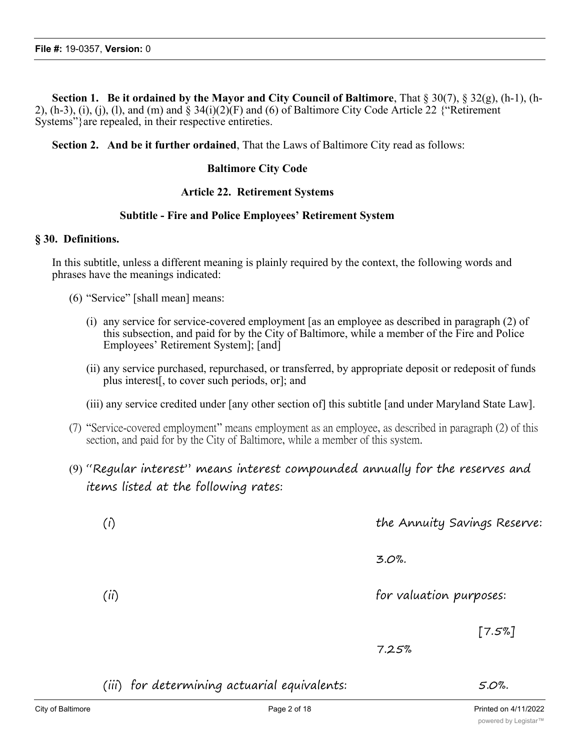**Section 1. Be it ordained by the Mayor and City Council of Baltimore**, That § 30(7), § 32(g), (h-1), (h-2), (h-3), (i), (j), (l), and (m) and § 34(i)(2)(F) and (6) of Baltimore City Code Article 22 {"Retirement Systems"}are repealed, in their respective entireties.

**Section 2. And be it further ordained**, That the Laws of Baltimore City read as follows:

**Baltimore City Code**

**Article 22. Retirement Systems**

**Subtitle - Fire and Police Employees' Retirement System**

**§ 30. Definitions.**

In this subtitle, unless a different meaning is plainly required by the context, the following words and phrases have the meanings indicated:

(6) "Service" [shall mean] means:

(i) any service for service-covered employment [as an employee as described in paragraph (2) of this subsection, and paid for by the City of Baltimore, while a member of the Fire and Police Employees' Retirement System]; [and]

(ii) any service purchased, repurchased, or transferred, by appropriate deposit or redeposit of funds plus interest[, to cover such periods, or]; and

(iii) any service credited under [any other section of] this subtitle [and under Maryland State Law].

(7) "Service-covered employment" means employment as an employee, as described in paragraph (2) of this section, and paid for by the City of Baltimore, while a member of this system.

(9) "Regular interest" means interest compounded annually for the reserves and items listed at the following rates:

(i) the Annuity Savings Reserve: 3.0%.

(ii) for valuation purposes: [7.5%] 7.25%

(iii) for determining actuarial equivalents: 5.0%.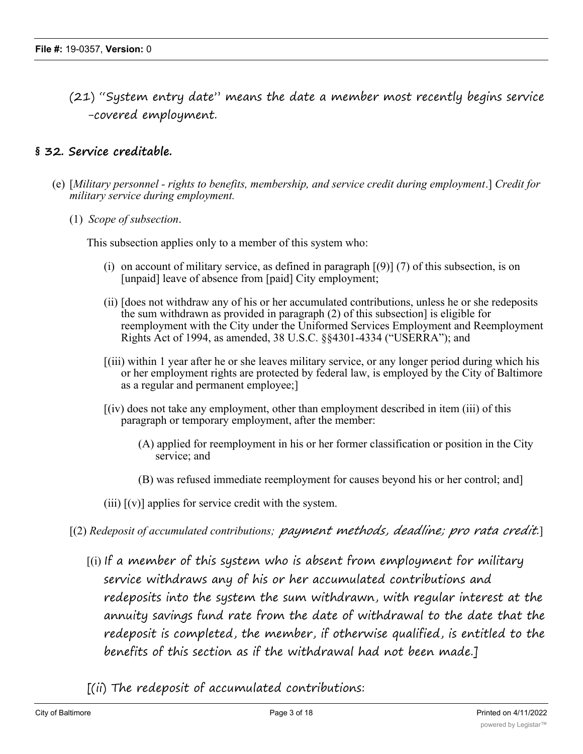(21) "System entry date" means the date a member most recently begins service -covered employment.

## § 32. Service creditable.

(e) [*Military personnel - rights to benefits, membership, and service credit during employment*.] *Credit for military service during employment.*

(1) *Scope of subsection*.

This subsection applies only to a member of this system who:

(i) on account of military service, as defined in paragraph [(9)] (7) of this subsection, is on [unpaid] leave of absence from [paid] City employment;

(ii) [does not withdraw any of his or her accumulated contributions, unless he or she redeposits the sum withdrawn as provided in paragraph (2) of this subsection] is eligible for reemployment with the City under the Uniformed Services Employment and Reemployment Rights Act of 1994, as amended, 38 U.S.C. §§4301-4334 ("USERRA"); and

[(iii) within 1 year after he or she leaves military service, or any longer period during which his or her employment rights are protected by federal law, is employed by the City of Baltimore as a regular and permanent employee;]

[(iv) does not take any employment, other than employment described in item (iii) of this paragraph or temporary employment, after the member:

(A) applied for reemployment in his or her former classification or position in the City service; and

(B) was refused immediate reemployment for causes beyond his or her control; and]

(iii) [(v)] applies for service credit with the system.

[(2) *Redeposit of accumulated contributions;* payment methods, deadline; pro rata credit.]

[(i) If a member of this system who is absent from employment for military service withdraws any of his or her accumulated contributions and redeposits into the system the sum withdrawn, with regular interest at the annuity savings fund rate from the date of withdrawal to the date that the redeposit is completed, the member, if otherwise qualified, is entitled to the benefits of this section as if the withdrawal had not been made.]

[(ii) The redeposit of accumulated contributions: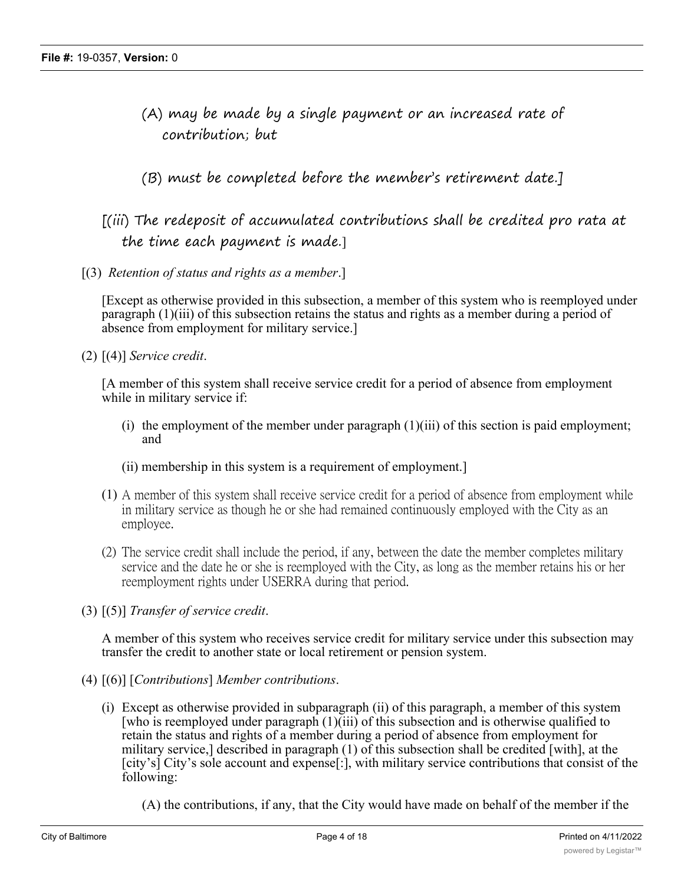(A) may be made by a single payment or an increased rate of contribution; but

(B) must be completed before the member's retirement date.]

[(iii) The redeposit of accumulated contributions shall be credited pro rata at the time each payment is made.]

[(3) *Retention of status and rights as a member*.]

[Except as otherwise provided in this subsection, a member of this system who is reemployed under paragraph (1)(iii) of this subsection retains the status and rights as a member during a period of absence from employment for military service.]

(2) [(4)] *Service credit*.

[A member of this system shall receive service credit for a period of absence from employment while in military service if:

(i) the employment of the member under paragraph (1)(iii) of this section is paid employment; and

(ii) membership in this system is a requirement of employment.]

(1) A member of this system shall receive service credit for a period of absence from employment while in military service as though he or she had remained continuously employed with the City as an employee.

(2) The service credit shall include the period, if any, between the date the member completes military service and the date he or she is reemployed with the City, as long as the member retains his or her reemployment rights under USERRA during that period.

(3) [(5)] *Transfer of service credit*.

A member of this system who receives service credit for military service under this subsection may transfer the credit to another state or local retirement or pension system.

(4) [(6)] [*Contributions*] *Member contributions*.

(i) Except as otherwise provided in subparagraph (ii) of this paragraph, a member of this system [who is reemployed under paragraph (1)(iii) of this subsection and is otherwise qualified to retain the status and rights of a member during a period of absence from employment for military service,] described in paragraph (1) of this subsection shall be credited [with], at the [city's] City's sole account and expense[:], with military service contributions that consist of the following:

(A) the contributions, if any, that the City would have made on behalf of the member if the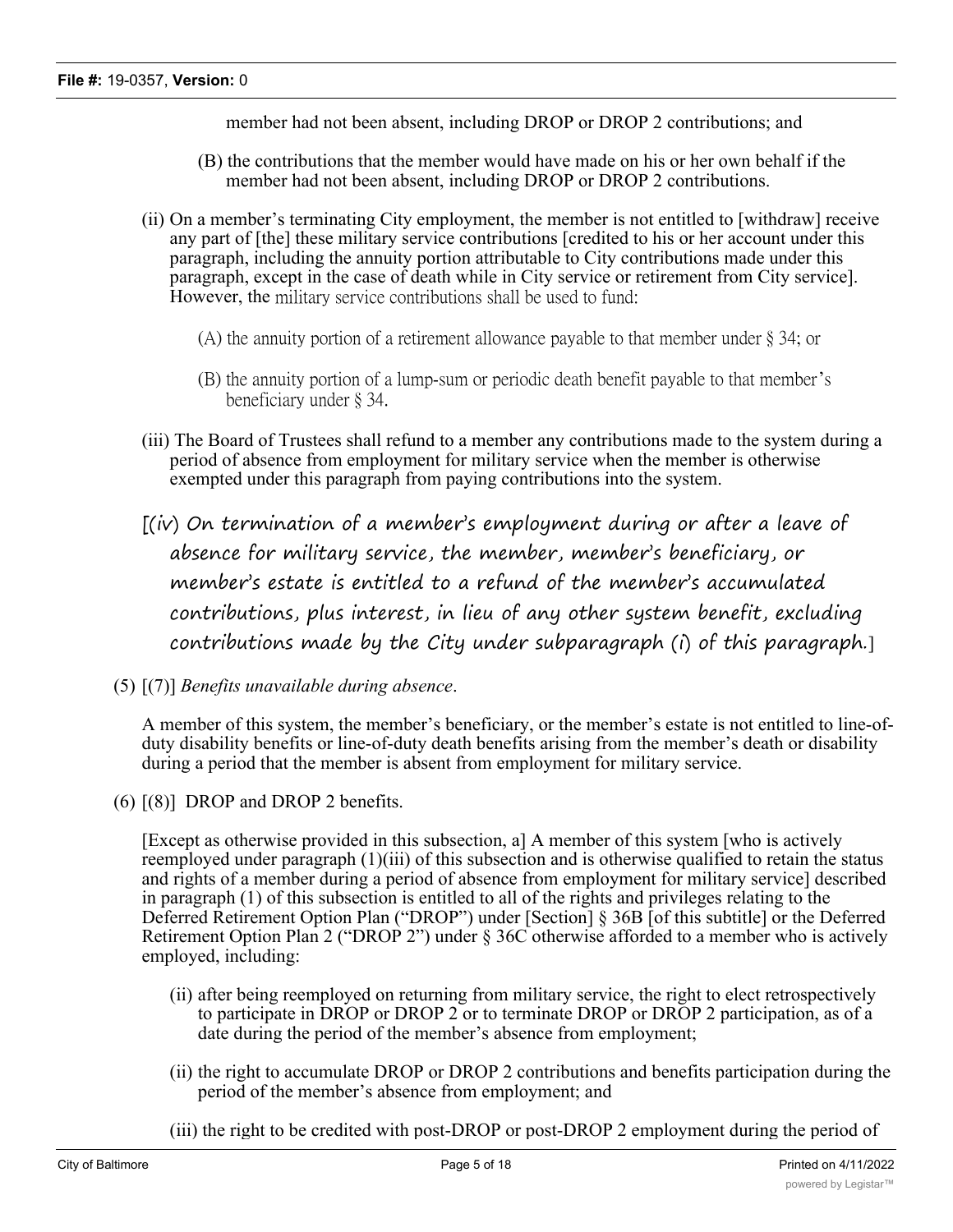member had not been absent, including DROP or DROP 2 contributions; and

(B) the contributions that the member would have made on his or her own behalf if the member had not been absent, including DROP or DROP 2 contributions.

(ii) On a member's terminating City employment, the member is not entitled to [withdraw] receive any part of [the] these military service contributions [credited to his or her account under this paragraph, including the annuity portion attributable to City contributions made under this paragraph, except in the case of death while in City service or retirement from City service]. However, the military service contributions shall be used to fund:

(A) the annuity portion of a retirement allowance payable to that member under § 34; or

(B) the annuity portion of a lump-sum or periodic death benefit payable to that member's beneficiary under § 34.

(iii) The Board of Trustees shall refund to a member any contributions made to the system during a period of absence from employment for military service when the member is otherwise exempted under this paragraph from paying contributions into the system.

[(iv) On termination of a member's employment during or after a leave of absence for military service, the member, member's beneficiary, or member's estate is entitled to a refund of the member's accumulated contributions, plus interest, in lieu of any other system benefit, excluding contributions made by the City under subparagraph (i) of this paragraph.]

(5) [(7)] *Benefits unavailable during absence*.

A member of this system, the member's beneficiary, or the member's estate is not entitled to line-of-duty disability benefits or line-of-duty death benefits arising from the member's death or disability during a period that the member is absent from employment for military service.

(6) [(8)] DROP and DROP 2 benefits.

[Except as otherwise provided in this subsection, a] A member of this system [who is actively reemployed under paragraph (1)(iii) of this subsection and is otherwise qualified to retain the status and rights of a member during a period of absence from employment for military service] described in paragraph (1) of this subsection is entitled to all of the rights and privileges relating to the Deferred Retirement Option Plan ("DROP") under [Section] § 36B [of this subtitle] or the Deferred Retirement Option Plan 2 ("DROP 2") under § 36C otherwise afforded to a member who is actively employed, including:

(ii) after being reemployed on returning from military service, the right to elect retrospectively to participate in DROP or DROP 2 or to terminate DROP or DROP 2 participation, as of a date during the period of the member's absence from employment;

(ii) the right to accumulate DROP or DROP 2 contributions and benefits participation during the period of the member's absence from employment; and

(iii) the right to be credited with post-DROP or post-DROP 2 employment during the period of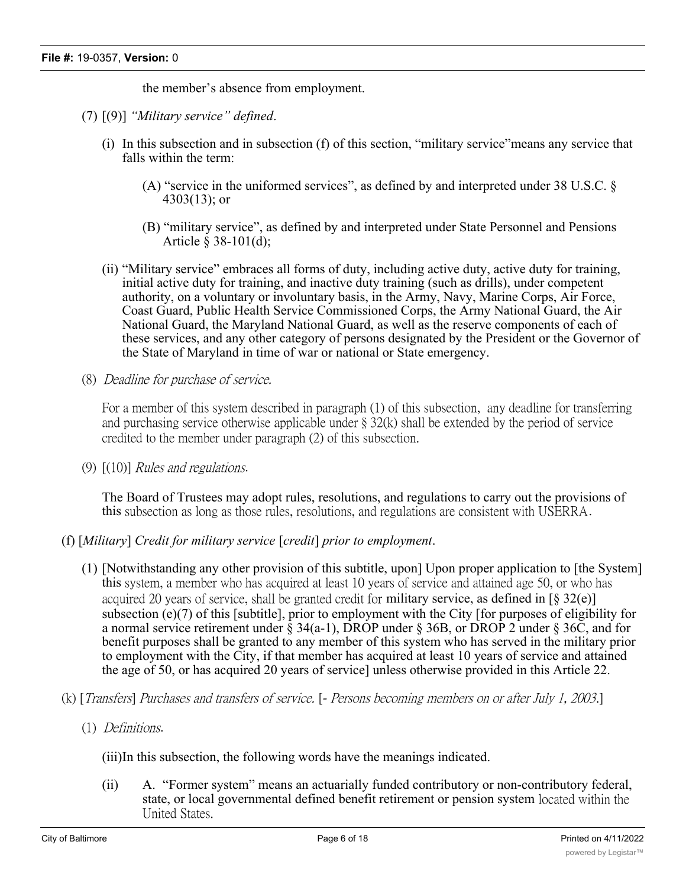the member's absence from employment.

(7) [(9)] *"Military service" defined*.

(i) In this subsection and in subsection (f) of this section, "military service"means any service that falls within the term:

(A) "service in the uniformed services", as defined by and interpreted under 38 U.S.C. § 4303(13); or

(B) "military service", as defined by and interpreted under State Personnel and Pensions Article § 38-101(d);

(ii) "Military service" embraces all forms of duty, including active duty, active duty for training, initial active duty for training, and inactive duty training (such as drills), under competent authority, on a voluntary or involuntary basis, in the Army, Navy, Marine Corps, Air Force, Coast Guard, Public Health Service Commissioned Corps, the Army National Guard, the Air National Guard, the Maryland National Guard, as well as the reserve components of each of these services, and any other category of persons designated by the President or the Governor of the State of Maryland in time of war or national or State emergency.

(8) *Deadline for purchase of service.*

For a member of this system described in paragraph (1) of this subsection, any deadline for transferring and purchasing service otherwise applicable under § 32(k) shall be extended by the period of service credited to the member under paragraph (2) of this subsection.

(9) [(10)] *Rules and regulations.*

The Board of Trustees may adopt rules, resolutions, and regulations to carry out the provisions of this subsection as long as those rules, resolutions, and regulations are consistent with USERRA.

(f) [*Military*] *Credit for military service* [*credit*] *prior to employment*.

(1) [Notwithstanding any other provision of this subtitle, upon] Upon proper application to [the System] this system, a member who has acquired at least 10 years of service and attained age 50, or who has acquired 20 years of service, shall be granted credit for military service, as defined in [§ 32(e)] subsection (e)(7) of this [subtitle], prior to employment with the City [for purposes of eligibility for a normal service retirement under § 34(a-1), DROP under § 36B, or DROP 2 under § 36C, and for benefit purposes shall be granted to any member of this system who has served in the military prior to employment with the City, if that member has acquired at least 10 years of service and attained the age of 50, or has acquired 20 years of service] unless otherwise provided in this Article 22.

(k) [*Transfers*] *Purchases and transfers of service.* [- *Persons becoming members on or after July 1, 2003.*]

(1) *Definitions.*

(iii)In this subsection, the following words have the meanings indicated.

(ii) A. "Former system" means an actuarially funded contributory or non-contributory federal, state, or local governmental defined benefit retirement or pension system located within the United States.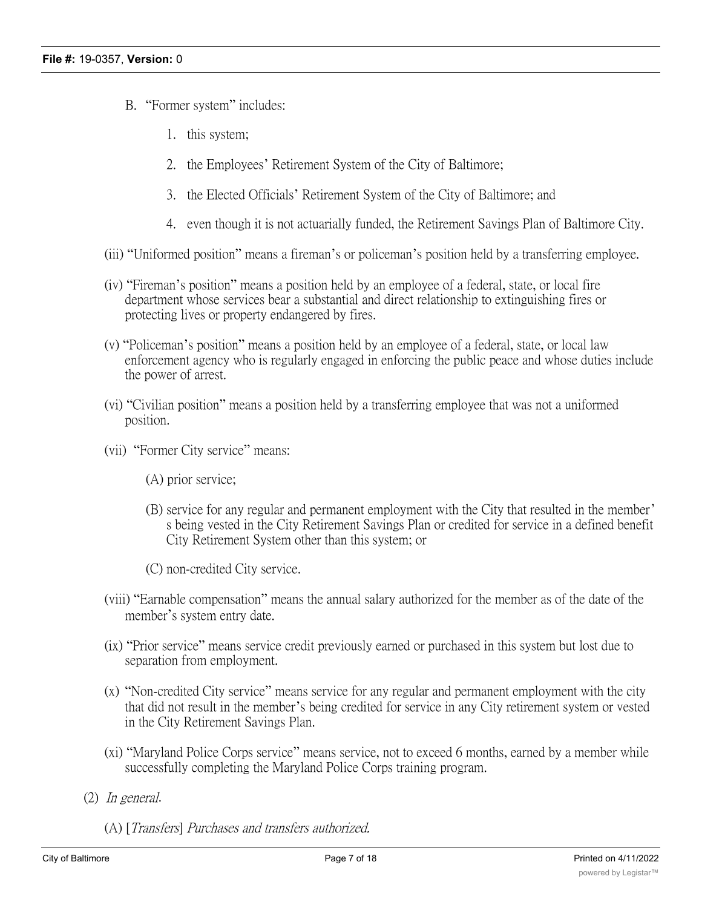B. "Former system" includes:

1. this system;

2. the Employees' Retirement System of the City of Baltimore;

3. the Elected Officials' Retirement System of the City of Baltimore; and

4. even though it is not actuarially funded, the Retirement Savings Plan of Baltimore City.

(iii) "Uniformed position" means a fireman's or policeman's position held by a transferring employee.

(iv) "Fireman's position" means a position held by an employee of a federal, state, or local fire department whose services bear a substantial and direct relationship to extinguishing fires or protecting lives or property endangered by fires.

(v) "Policeman's position" means a position held by an employee of a federal, state, or local law enforcement agency who is regularly engaged in enforcing the public peace and whose duties include the power of arrest.

(vi) "Civilian position" means a position held by a transferring employee that was not a uniformed position.

(vii) "Former City service" means:

(A) prior service;

(B) service for any regular and permanent employment with the City that resulted in the member's being vested in the City Retirement Savings Plan or credited for service in a defined benefit City Retirement System other than this system; or

(C) non-credited City service.

(viii) "Earnable compensation" means the annual salary authorized for the member as of the date of the member's system entry date.

(ix) "Prior service" means service credit previously earned or purchased in this system but lost due to separation from employment.

(x) "Non-credited City service" means service for any regular and permanent employment with the city that did not result in the member's being credited for service in any City retirement system or vested in the City Retirement Savings Plan.

(xi) "Maryland Police Corps service" means service, not to exceed 6 months, earned by a member while successfully completing the Maryland Police Corps training program.

(2) *In general.*

(A) [*Transfers*] *Purchases and transfers authorized.*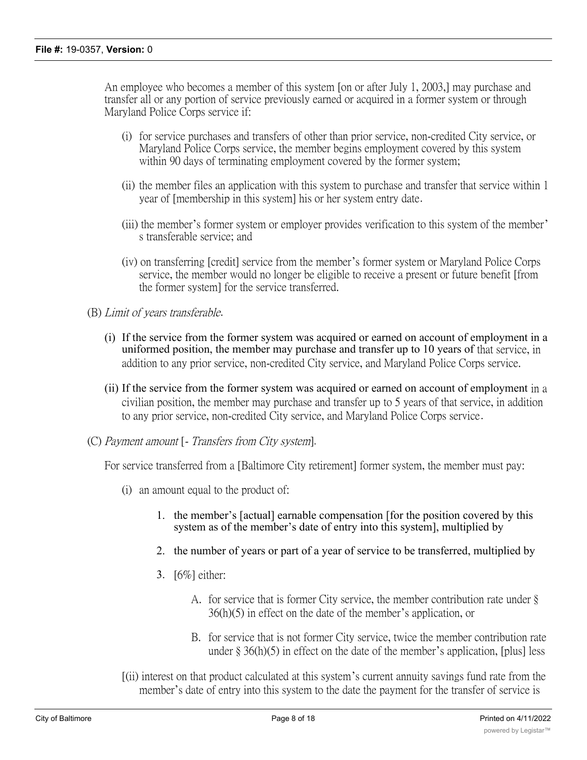An employee who becomes a member of this system [on or after July 1, 2003,] may purchase and transfer all or any portion of service previously earned or acquired in a former system or through Maryland Police Corps service if:

(i) for service purchases and transfers of other than prior service, non-credited City service, or Maryland Police Corps service, the member begins employment covered by this system within 90 days of terminating employment covered by the former system;

(ii) the member files an application with this system to purchase and transfer that service within 1 year of [membership in this system] his or her system entry date.

(iii) the member's former system or employer provides verification to this system of the member's transferable service; and

(iv) on transferring [credit] service from the member's former system or Maryland Police Corps service, the member would no longer be eligible to receive a present or future benefit [from the former system] for the service transferred.

(B) *Limit of years transferable*.

(i) If the service from the former system was acquired or earned on account of employment in a uniformed position, the member may purchase and transfer up to 10 years of that service, in addition to any prior service, non-credited City service, and Maryland Police Corps service.

(ii) If the service from the former system was acquired or earned on account of employment in a civilian position, the member may purchase and transfer up to 5 years of that service, in addition to any prior service, non-credited City service, and Maryland Police Corps service.

(C) *Payment amount* [- *Transfers from City system*].

For service transferred from a [Baltimore City retirement] former system, the member must pay:

(i) an amount equal to the product of:

1. the member's [actual] earnable compensation [for the position covered by this system as of the member's date of entry into this system], multiplied by

2. the number of years or part of a year of service to be transferred, multiplied by

3. [6%] either:

A. for service that is former City service, the member contribution rate under § 36(h)(5) in effect on the date of the member's application, or

B. for service that is not former City service, twice the member contribution rate under § 36(h)(5) in effect on the date of the member's application, [plus] less

[(ii) interest on that product calculated at this system's current annuity savings fund rate from the member's date of entry into this system to the date the payment for the transfer of service is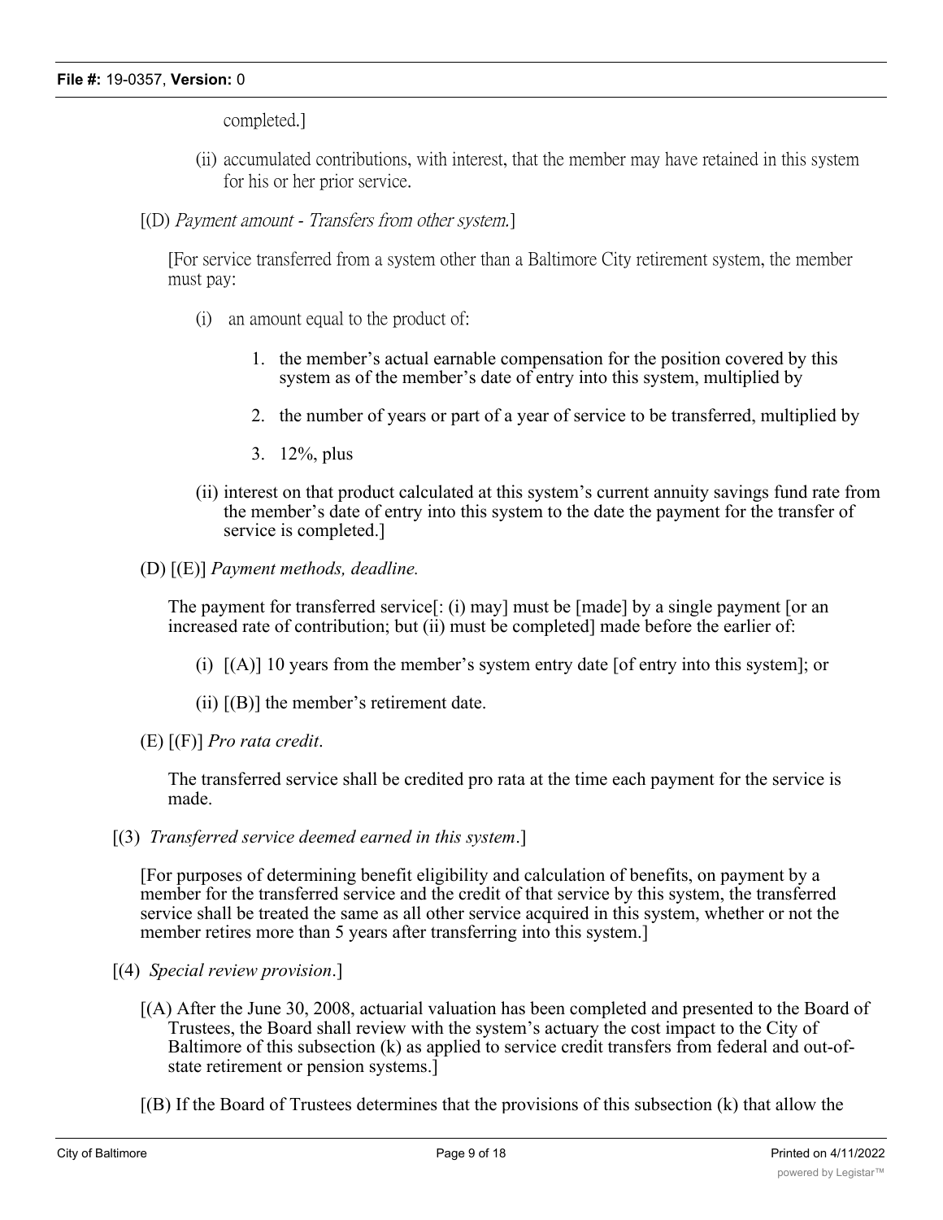completed.]

(ii) accumulated contributions, with interest, that the member may have retained in this system for his or her prior service.

[(D) *Payment amount - Transfers from other system.*]

[For service transferred from a system other than a Baltimore City retirement system, the member must pay:

(i) an amount equal to the product of:

1. the member's actual earnable compensation for the position covered by this system as of the member's date of entry into this system, multiplied by
2. the number of years or part of a year of service to be transferred, multiplied by
3. 12%, plus

(ii) interest on that product calculated at this system's current annuity savings fund rate from the member's date of entry into this system to the date the payment for the transfer of service is completed.]

(D) [(E)] *Payment methods, deadline.*

The payment for transferred service[: (i) may] must be [made] by a single payment [or an increased rate of contribution; but (ii) must be completed] made before the earlier of:

(i) [(A)] 10 years from the member's system entry date [of entry into this system]; or

(ii) [(B)] the member's retirement date.

(E) [(F)] *Pro rata credit*.

The transferred service shall be credited pro rata at the time each payment for the service is made.

[(3) *Transferred service deemed earned in this system*.]

[For purposes of determining benefit eligibility and calculation of benefits, on payment by a member for the transferred service and the credit of that service by this system, the transferred service shall be treated the same as all other service acquired in this system, whether or not the member retires more than 5 years after transferring into this system.]

[(4) *Special review provision*.]

[(A) After the June 30, 2008, actuarial valuation has been completed and presented to the Board of Trustees, the Board shall review with the system's actuary the cost impact to the City of Baltimore of this subsection (k) as applied to service credit transfers from federal and out-of-state retirement or pension systems.]

[(B) If the Board of Trustees determines that the provisions of this subsection (k) that allow the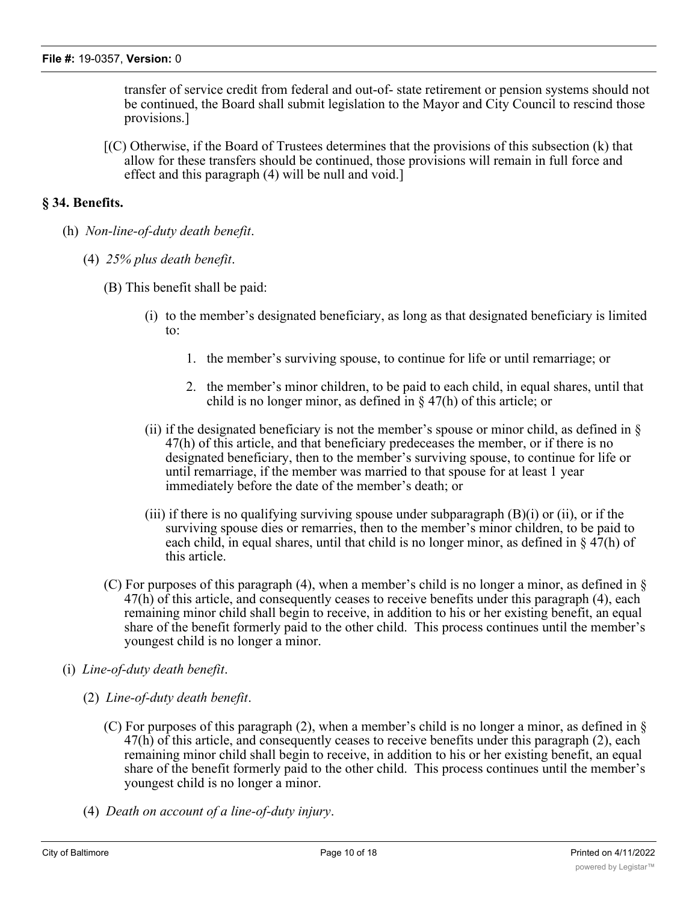transfer of service credit from federal and out-of- state retirement or pension systems should not be continued, the Board shall submit legislation to the Mayor and City Council to rescind those provisions.]

[(C) Otherwise, if the Board of Trustees determines that the provisions of this subsection (k) that allow for these transfers should be continued, those provisions will remain in full force and effect and this paragraph (4) will be null and void.]

## § 34. Benefits.

(h) *Non-line-of-duty death benefit*.

(4) *25% plus death benefit*.

(B) This benefit shall be paid:

(i) to the member's designated beneficiary, as long as that designated beneficiary is limited to:

1. the member's surviving spouse, to continue for life or until remarriage; or

2. the member's minor children, to be paid to each child, in equal shares, until that child is no longer minor, as defined in § 47(h) of this article; or

(ii) if the designated beneficiary is not the member's spouse or minor child, as defined in § 47(h) of this article, and that beneficiary predeceases the member, or if there is no designated beneficiary, then to the member's surviving spouse, to continue for life or until remarriage, if the member was married to that spouse for at least 1 year immediately before the date of the member's death; or

(iii) if there is no qualifying surviving spouse under subparagraph (B)(i) or (ii), or if the surviving spouse dies or remarries, then to the member's minor children, to be paid to each child, in equal shares, until that child is no longer minor, as defined in § 47(h) of this article.

(C) For purposes of this paragraph (4), when a member's child is no longer a minor, as defined in § 47(h) of this article, and consequently ceases to receive benefits under this paragraph (4), each remaining minor child shall begin to receive, in addition to his or her existing benefit, an equal share of the benefit formerly paid to the other child. This process continues until the member's youngest child is no longer a minor.

(i) *Line-of-duty death benefit*.

(2) *Line-of-duty death benefit*.

(C) For purposes of this paragraph (2), when a member's child is no longer a minor, as defined in § 47(h) of this article, and consequently ceases to receive benefits under this paragraph (2), each remaining minor child shall begin to receive, in addition to his or her existing benefit, an equal share of the benefit formerly paid to the other child. This process continues until the member's youngest child is no longer a minor.

(4) *Death on account of a line-of-duty injury*.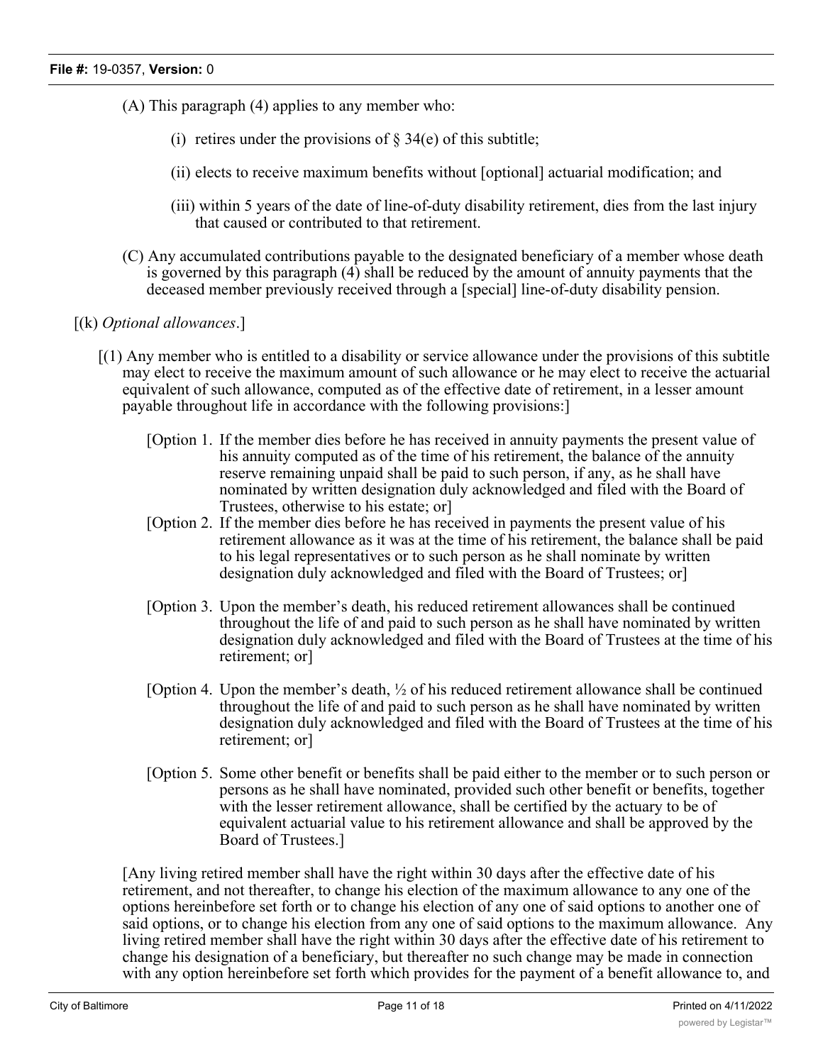(A) This paragraph (4) applies to any member who:

(i) retires under the provisions of § 34(e) of this subtitle;

(ii) elects to receive maximum benefits without [optional] actuarial modification; and

(iii) within 5 years of the date of line-of-duty disability retirement, dies from the last injury that caused or contributed to that retirement.

(C) Any accumulated contributions payable to the designated beneficiary of a member whose death is governed by this paragraph (4) shall be reduced by the amount of annuity payments that the deceased member previously received through a [special] line-of-duty disability pension.

[(k) *Optional allowances*.]

[(1) Any member who is entitled to a disability or service allowance under the provisions of this subtitle may elect to receive the maximum amount of such allowance or he may elect to receive the actuarial equivalent of such allowance, computed as of the effective date of retirement, in a lesser amount payable throughout life in accordance with the following provisions:]

[Option 1. If the member dies before he has received in annuity payments the present value of his annuity computed as of the time of his retirement, the balance of the annuity reserve remaining unpaid shall be paid to such person, if any, as he shall have nominated by written designation duly acknowledged and filed with the Board of Trustees, otherwise to his estate; or]

[Option 2. If the member dies before he has received in payments the present value of his retirement allowance as it was at the time of his retirement, the balance shall be paid to his legal representatives or to such person as he shall nominate by written designation duly acknowledged and filed with the Board of Trustees; or]

[Option 3. Upon the member's death, his reduced retirement allowances shall be continued throughout the life of and paid to such person as he shall have nominated by written designation duly acknowledged and filed with the Board of Trustees at the time of his retirement; or]

[Option 4. Upon the member's death, ½ of his reduced retirement allowance shall be continued throughout the life of and paid to such person as he shall have nominated by written designation duly acknowledged and filed with the Board of Trustees at the time of his retirement; or]

[Option 5. Some other benefit or benefits shall be paid either to the member or to such person or persons as he shall have nominated, provided such other benefit or benefits, together with the lesser retirement allowance, shall be certified by the actuary to be of equivalent actuarial value to his retirement allowance and shall be approved by the Board of Trustees.]

[Any living retired member shall have the right within 30 days after the effective date of his retirement, and not thereafter, to change his election of the maximum allowance to any one of the options hereinbefore set forth or to change his election of any one of said options to another one of said options, or to change his election from any one of said options to the maximum allowance. Any living retired member shall have the right within 30 days after the effective date of his retirement to change his designation of a beneficiary, but thereafter no such change may be made in connection with any option hereinbefore set forth which provides for the payment of a benefit allowance to, and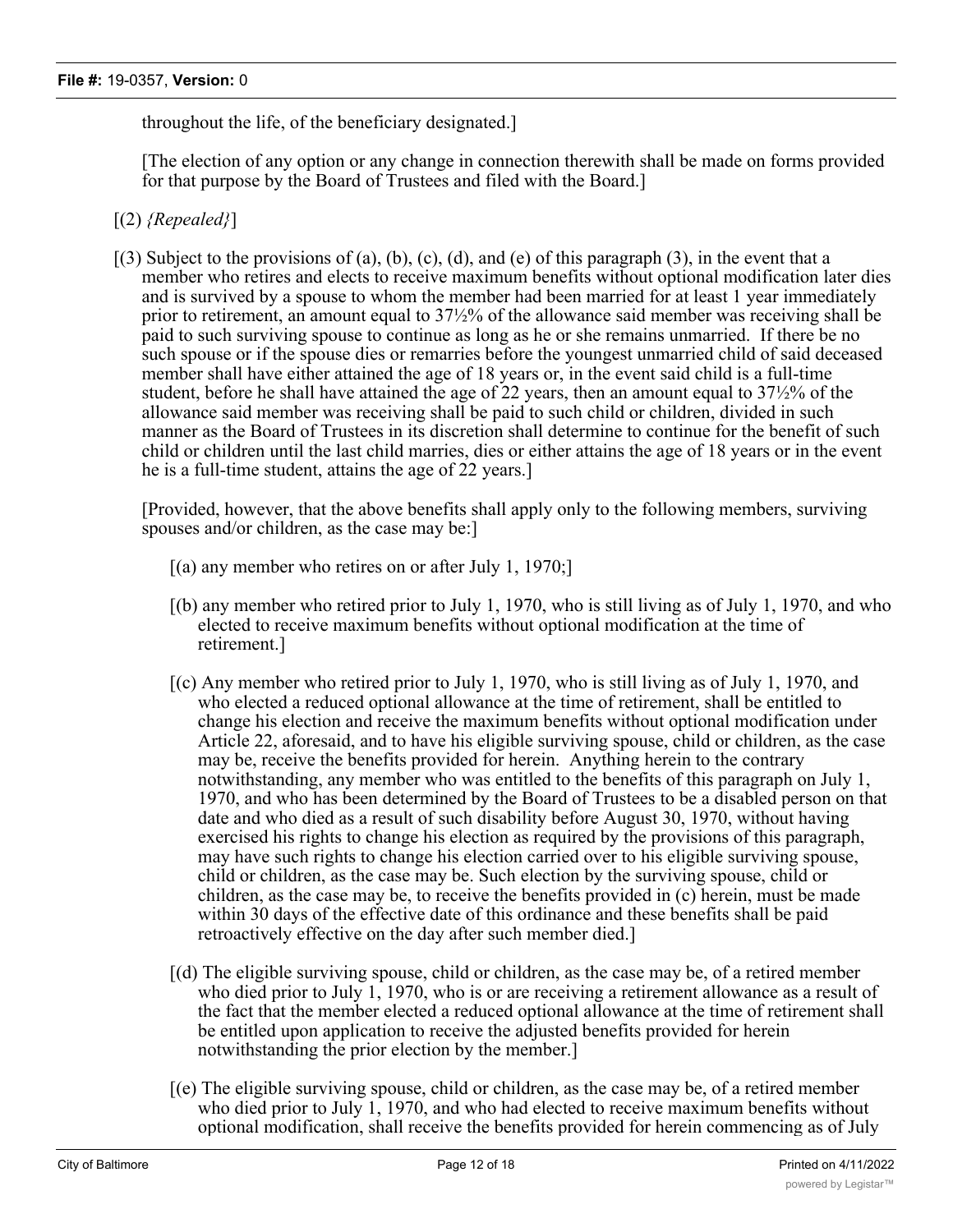throughout the life, of the beneficiary designated.]

[The election of any option or any change in connection therewith shall be made on forms provided for that purpose by the Board of Trustees and filed with the Board.]

[(2) *{Repealed}*]

[(3) Subject to the provisions of (a), (b), (c), (d), and (e) of this paragraph (3), in the event that a member who retires and elects to receive maximum benefits without optional modification later dies and is survived by a spouse to whom the member had been married for at least 1 year immediately prior to retirement, an amount equal to 37½% of the allowance said member was receiving shall be paid to such surviving spouse to continue as long as he or she remains unmarried. If there be no such spouse or if the spouse dies or remarries before the youngest unmarried child of said deceased member shall have either attained the age of 18 years or, in the event said child is a full-time student, before he shall have attained the age of 22 years, then an amount equal to 37½% of the allowance said member was receiving shall be paid to such child or children, divided in such manner as the Board of Trustees in its discretion shall determine to continue for the benefit of such child or children until the last child marries, dies or either attains the age of 18 years or in the event he is a full-time student, attains the age of 22 years.]

[Provided, however, that the above benefits shall apply only to the following members, surviving spouses and/or children, as the case may be:]

[(a) any member who retires on or after July 1, 1970;]

[(b) any member who retired prior to July 1, 1970, who is still living as of July 1, 1970, and who elected to receive maximum benefits without optional modification at the time of retirement.]

[(c) Any member who retired prior to July 1, 1970, who is still living as of July 1, 1970, and who elected a reduced optional allowance at the time of retirement, shall be entitled to change his election and receive the maximum benefits without optional modification under Article 22, aforesaid, and to have his eligible surviving spouse, child or children, as the case may be, receive the benefits provided for herein. Anything herein to the contrary notwithstanding, any member who was entitled to the benefits of this paragraph on July 1, 1970, and who has been determined by the Board of Trustees to be a disabled person on that date and who died as a result of such disability before August 30, 1970, without having exercised his rights to change his election as required by the provisions of this paragraph, may have such rights to change his election carried over to his eligible surviving spouse, child or children, as the case may be. Such election by the surviving spouse, child or children, as the case may be, to receive the benefits provided in (c) herein, must be made within 30 days of the effective date of this ordinance and these benefits shall be paid retroactively effective on the day after such member died.]

[(d) The eligible surviving spouse, child or children, as the case may be, of a retired member who died prior to July 1, 1970, who is or are receiving a retirement allowance as a result of the fact that the member elected a reduced optional allowance at the time of retirement shall be entitled upon application to receive the adjusted benefits provided for herein notwithstanding the prior election by the member.]

[(e) The eligible surviving spouse, child or children, as the case may be, of a retired member who died prior to July 1, 1970, and who had elected to receive maximum benefits without optional modification, shall receive the benefits provided for herein commencing as of July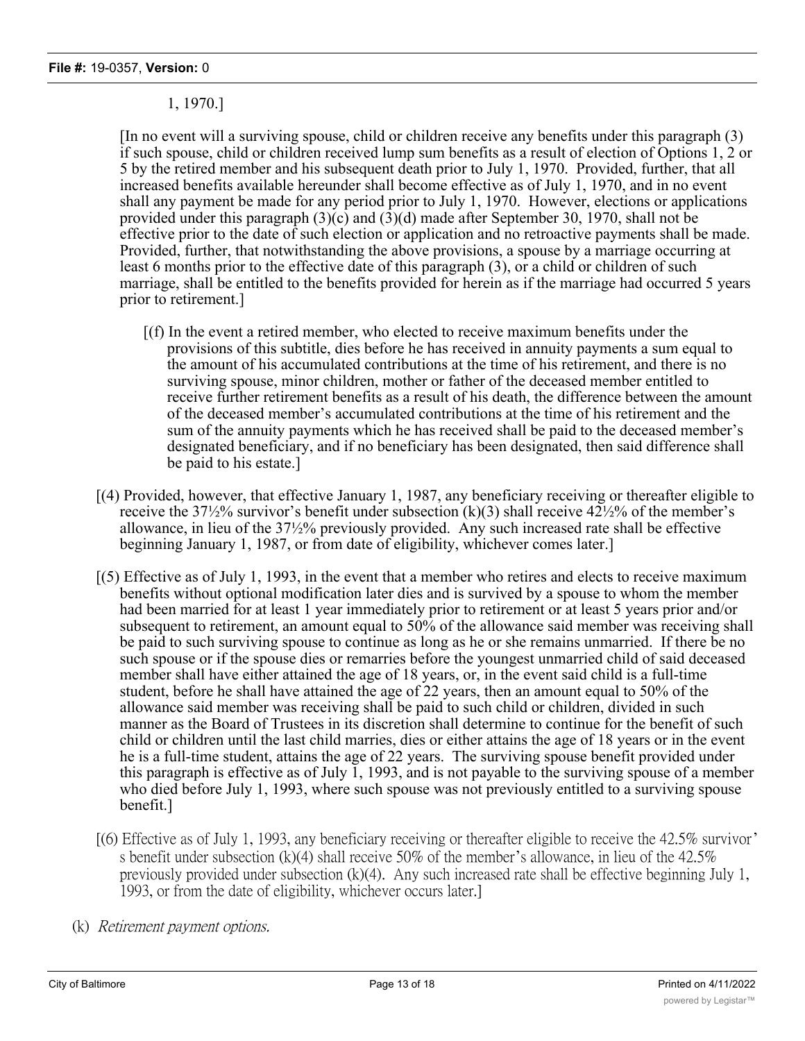1, 1970.]

[In no event will a surviving spouse, child or children receive any benefits under this paragraph (3) if such spouse, child or children received lump sum benefits as a result of election of Options 1, 2 or 5 by the retired member and his subsequent death prior to July 1, 1970. Provided, further, that all increased benefits available hereunder shall become effective as of July 1, 1970, and in no event shall any payment be made for any period prior to July 1, 1970. However, elections or applications provided under this paragraph (3)(c) and (3)(d) made after September 30, 1970, shall not be effective prior to the date of such election or application and no retroactive payments shall be made. Provided, further, that notwithstanding the above provisions, a spouse by a marriage occurring at least 6 months prior to the effective date of this paragraph (3), or a child or children of such marriage, shall be entitled to the benefits provided for herein as if the marriage had occurred 5 years prior to retirement.]

[(f) In the event a retired member, who elected to receive maximum benefits under the provisions of this subtitle, dies before he has received in annuity payments a sum equal to the amount of his accumulated contributions at the time of his retirement, and there is no surviving spouse, minor children, mother or father of the deceased member entitled to receive further retirement benefits as a result of his death, the difference between the amount of the deceased member's accumulated contributions at the time of his retirement and the sum of the annuity payments which he has received shall be paid to the deceased member's designated beneficiary, and if no beneficiary has been designated, then said difference shall be paid to his estate.]

[(4) Provided, however, that effective January 1, 1987, any beneficiary receiving or thereafter eligible to receive the 37½% survivor's benefit under subsection (k)(3) shall receive 42½% of the member's allowance, in lieu of the 37½% previously provided. Any such increased rate shall be effective beginning January 1, 1987, or from date of eligibility, whichever comes later.]

[(5) Effective as of July 1, 1993, in the event that a member who retires and elects to receive maximum benefits without optional modification later dies and is survived by a spouse to whom the member had been married for at least 1 year immediately prior to retirement or at least 5 years prior and/or subsequent to retirement, an amount equal to 50% of the allowance said member was receiving shall be paid to such surviving spouse to continue as long as he or she remains unmarried. If there be no such spouse or if the spouse dies or remarries before the youngest unmarried child of said deceased member shall have either attained the age of 18 years, or, in the event said child is a full-time student, before he shall have attained the age of 22 years, then an amount equal to 50% of the allowance said member was receiving shall be paid to such child or children, divided in such manner as the Board of Trustees in its discretion shall determine to continue for the benefit of such child or children until the last child marries, dies or either attains the age of 18 years or in the event he is a full-time student, attains the age of 22 years. The surviving spouse benefit provided under this paragraph is effective as of July 1, 1993, and is not payable to the surviving spouse of a member who died before July 1, 1993, where such spouse was not previously entitled to a surviving spouse benefit.]

[(6) Effective as of July 1, 1993, any beneficiary receiving or thereafter eligible to receive the 42.5% survivor's benefit under subsection (k)(4) shall receive 50% of the member's allowance, in lieu of the 42.5% previously provided under subsection (k)(4). Any such increased rate shall be effective beginning July 1, 1993, or from the date of eligibility, whichever occurs later.]

(k) *Retirement payment options.*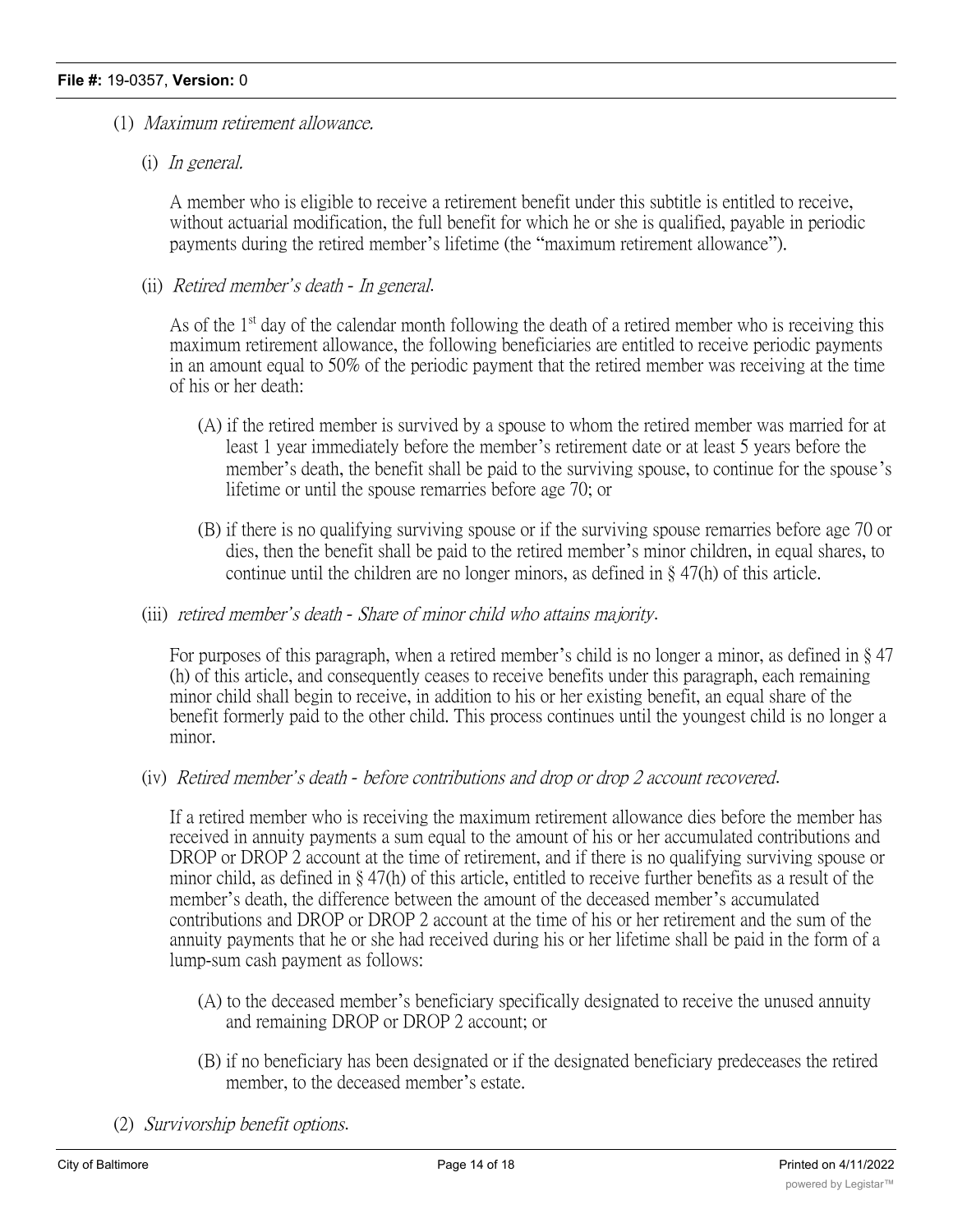(1) *Maximum retirement allowance.*

(i) *In general.*

A member who is eligible to receive a retirement benefit under this subtitle is entitled to receive, without actuarial modification, the full benefit for which he or she is qualified, payable in periodic payments during the retired member's lifetime (the "maximum retirement allowance").

(ii) *Retired member's death - In general.*

As of the 1st day of the calendar month following the death of a retired member who is receiving this maximum retirement allowance, the following beneficiaries are entitled to receive periodic payments in an amount equal to 50% of the periodic payment that the retired member was receiving at the time of his or her death:

(A) if the retired member is survived by a spouse to whom the retired member was married for at least 1 year immediately before the member's retirement date or at least 5 years before the member's death, the benefit shall be paid to the surviving spouse, to continue for the spouse's lifetime or until the spouse remarries before age 70; or

(B) if there is no qualifying surviving spouse or if the surviving spouse remarries before age 70 or dies, then the benefit shall be paid to the retired member's minor children, in equal shares, to continue until the children are no longer minors, as defined in § 47(h) of this article.

(iii) *retired member's death - Share of minor child who attains majority.*

For purposes of this paragraph, when a retired member's child is no longer a minor, as defined in § 47 (h) of this article, and consequently ceases to receive benefits under this paragraph, each remaining minor child shall begin to receive, in addition to his or her existing benefit, an equal share of the benefit formerly paid to the other child. This process continues until the youngest child is no longer a minor.

(iv) *Retired member's death - before contributions and drop or drop 2 account recovered.*

If a retired member who is receiving the maximum retirement allowance dies before the member has received in annuity payments a sum equal to the amount of his or her accumulated contributions and DROP or DROP 2 account at the time of retirement, and if there is no qualifying surviving spouse or minor child, as defined in § 47(h) of this article, entitled to receive further benefits as a result of the member's death, the difference between the amount of the deceased member's accumulated contributions and DROP or DROP 2 account at the time of his or her retirement and the sum of the annuity payments that he or she had received during his or her lifetime shall be paid in the form of a lump-sum cash payment as follows:

(A) to the deceased member's beneficiary specifically designated to receive the unused annuity and remaining DROP or DROP 2 account; or

(B) if no beneficiary has been designated or if the designated beneficiary predeceases the retired member, to the deceased member's estate.

(2) *Survivorship benefit options.*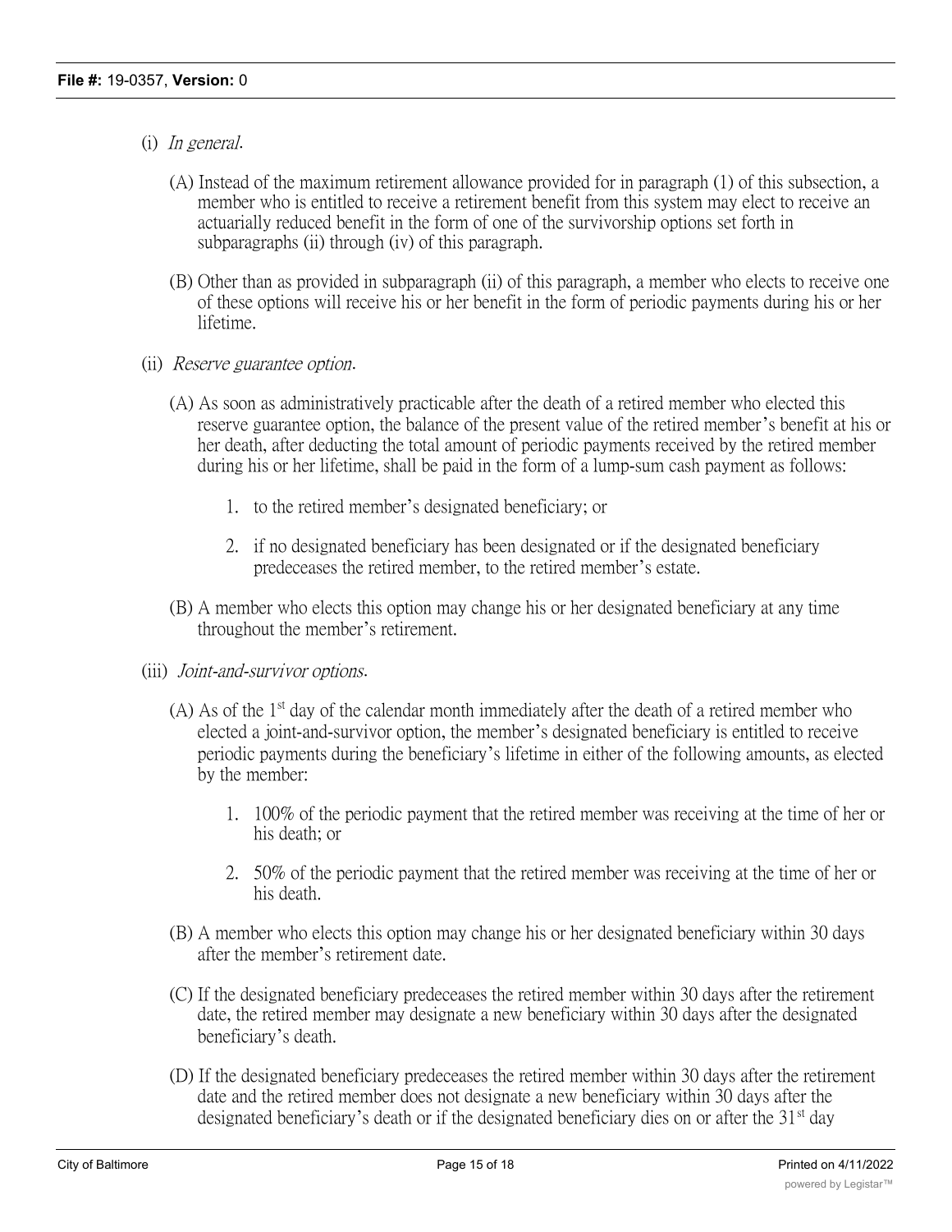(i) *In general.*

(A) Instead of the maximum retirement allowance provided for in paragraph (1) of this subsection, a member who is entitled to receive a retirement benefit from this system may elect to receive an actuarially reduced benefit in the form of one of the survivorship options set forth in subparagraphs (ii) through (iv) of this paragraph.

(B) Other than as provided in subparagraph (ii) of this paragraph, a member who elects to receive one of these options will receive his or her benefit in the form of periodic payments during his or her lifetime.

(ii) *Reserve guarantee option.*

(A) As soon as administratively practicable after the death of a retired member who elected this reserve guarantee option, the balance of the present value of the retired member's benefit at his or her death, after deducting the total amount of periodic payments received by the retired member during his or her lifetime, shall be paid in the form of a lump-sum cash payment as follows:

1. to the retired member's designated beneficiary; or

2. if no designated beneficiary has been designated or if the designated beneficiary predeceases the retired member, to the retired member's estate.

(B) A member who elects this option may change his or her designated beneficiary at any time throughout the member's retirement.

(iii) *Joint-and-survivor options.*

(A) As of the 1st day of the calendar month immediately after the death of a retired member who elected a joint-and-survivor option, the member's designated beneficiary is entitled to receive periodic payments during the beneficiary's lifetime in either of the following amounts, as elected by the member:

1. 100% of the periodic payment that the retired member was receiving at the time of her or his death; or

2. 50% of the periodic payment that the retired member was receiving at the time of her or his death.

(B) A member who elects this option may change his or her designated beneficiary within 30 days after the member's retirement date.

(C) If the designated beneficiary predeceases the retired member within 30 days after the retirement date, the retired member may designate a new beneficiary within 30 days after the designated beneficiary's death.

(D) If the designated beneficiary predeceases the retired member within 30 days after the retirement date and the retired member does not designate a new beneficiary within 30 days after the designated beneficiary's death or if the designated beneficiary dies on or after the 31st day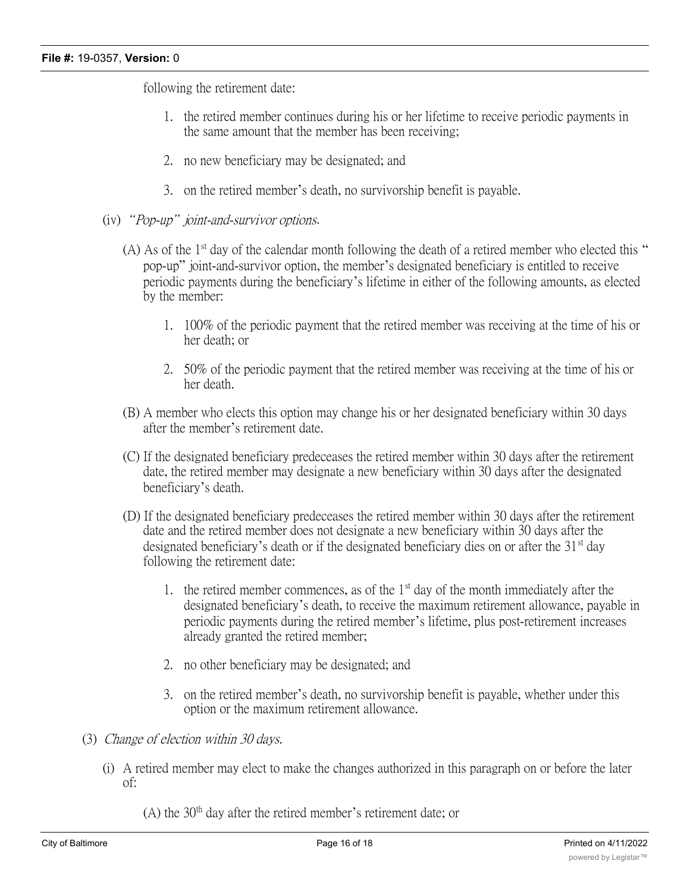following the retirement date:

1. the retired member continues during his or her lifetime to receive periodic payments in the same amount that the member has been receiving;

2. no new beneficiary may be designated; and

3. on the retired member's death, no survivorship benefit is payable.

(iv) *"Pop-up" joint-and-survivor options.*

(A) As of the 1st day of the calendar month following the death of a retired member who elected this "pop-up" joint-and-survivor option, the member's designated beneficiary is entitled to receive periodic payments during the beneficiary's lifetime in either of the following amounts, as elected by the member:

1. 100% of the periodic payment that the retired member was receiving at the time of his or her death; or

2. 50% of the periodic payment that the retired member was receiving at the time of his or her death.

(B) A member who elects this option may change his or her designated beneficiary within 30 days after the member's retirement date.

(C) If the designated beneficiary predeceases the retired member within 30 days after the retirement date, the retired member may designate a new beneficiary within 30 days after the designated beneficiary's death.

(D) If the designated beneficiary predeceases the retired member within 30 days after the retirement date and the retired member does not designate a new beneficiary within 30 days after the designated beneficiary's death or if the designated beneficiary dies on or after the 31st day following the retirement date:

1. the retired member commences, as of the 1st day of the month immediately after the designated beneficiary's death, to receive the maximum retirement allowance, payable in periodic payments during the retired member's lifetime, plus post-retirement increases already granted the retired member;

2. no other beneficiary may be designated; and

3. on the retired member's death, no survivorship benefit is payable, whether under this option or the maximum retirement allowance.

(3) *Change of election within 30 days.*

(i) A retired member may elect to make the changes authorized in this paragraph on or before the later of:

(A) the 30th day after the retired member's retirement date; or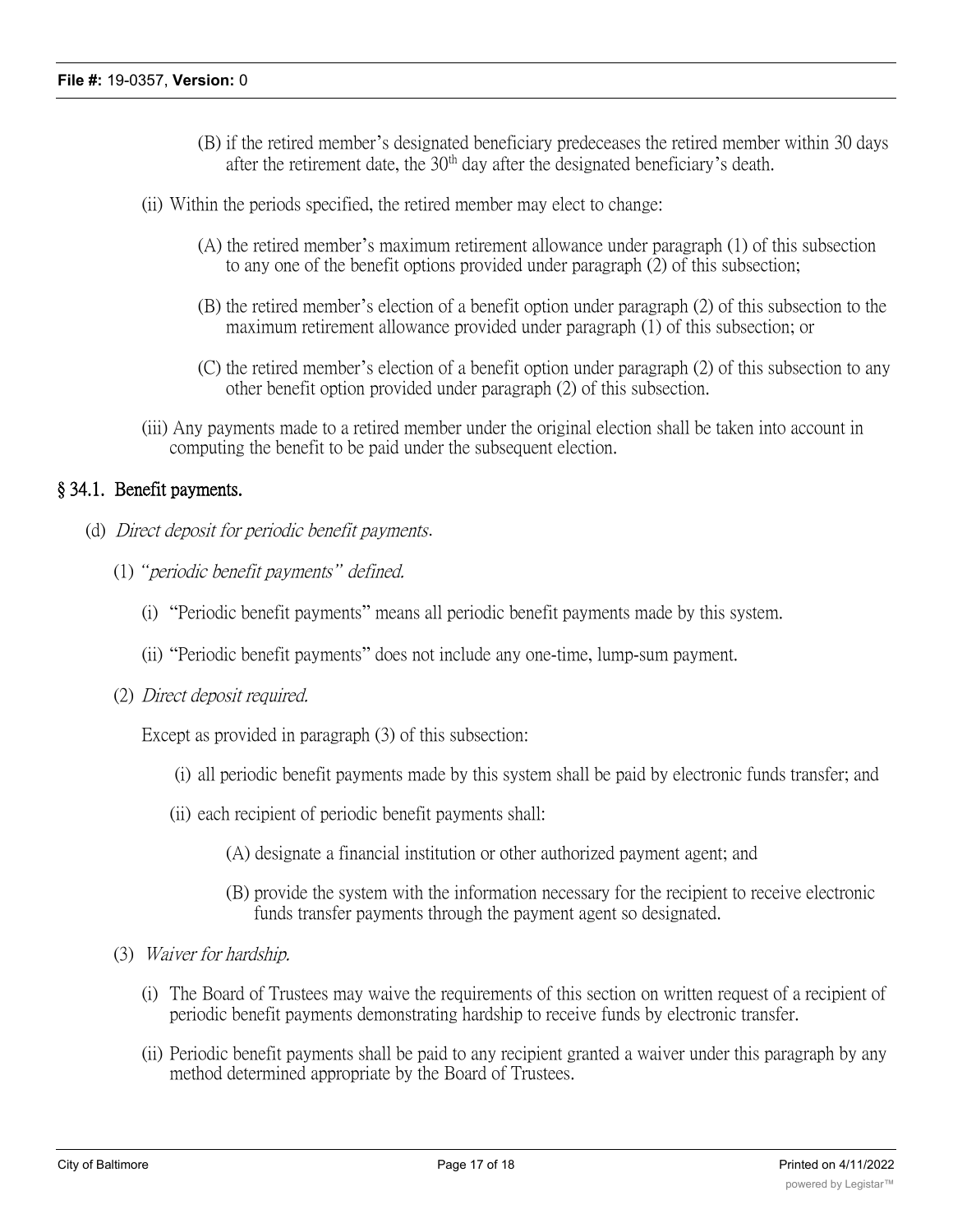(B) if the retired member's designated beneficiary predeceases the retired member within 30 days after the retirement date, the 30th day after the designated beneficiary's death.

(ii) Within the periods specified, the retired member may elect to change:

(A) the retired member's maximum retirement allowance under paragraph (1) of this subsection to any one of the benefit options provided under paragraph (2) of this subsection;

(B) the retired member's election of a benefit option under paragraph (2) of this subsection to the maximum retirement allowance provided under paragraph (1) of this subsection; or

(C) the retired member's election of a benefit option under paragraph (2) of this subsection to any other benefit option provided under paragraph (2) of this subsection.

(iii) Any payments made to a retired member under the original election shall be taken into account in computing the benefit to be paid under the subsequent election.

## § 34.1. Benefit payments.

(d) *Direct deposit for periodic benefit payments.*

(1) *"periodic benefit payments" defined.*

(i) "Periodic benefit payments" means all periodic benefit payments made by this system.

(ii) "Periodic benefit payments" does not include any one-time, lump-sum payment.

(2) *Direct deposit required.*

Except as provided in paragraph (3) of this subsection:

(i) all periodic benefit payments made by this system shall be paid by electronic funds transfer; and

(ii) each recipient of periodic benefit payments shall:

(A) designate a financial institution or other authorized payment agent; and

(B) provide the system with the information necessary for the recipient to receive electronic funds transfer payments through the payment agent so designated.

(3) *Waiver for hardship.*

(i) The Board of Trustees may waive the requirements of this section on written request of a recipient of periodic benefit payments demonstrating hardship to receive funds by electronic transfer.

(ii) Periodic benefit payments shall be paid to any recipient granted a waiver under this paragraph by any method determined appropriate by the Board of Trustees.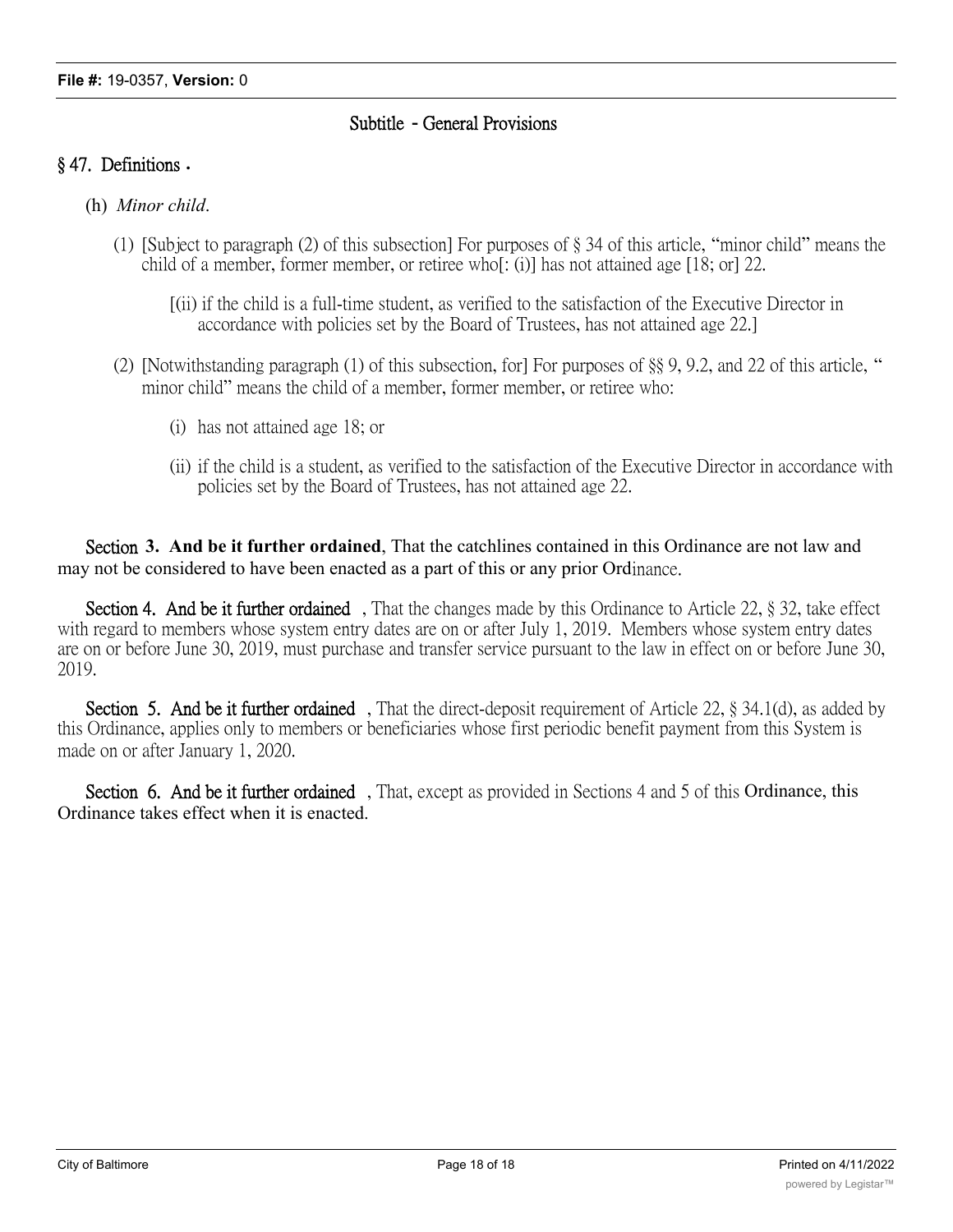## Subtitle - General Provisions

### § 47. Definitions.

(h) *Minor child.*

(1) [Subject to paragraph (2) of this subsection] For purposes of § 34 of this article, "minor child" means the child of a member, former member, or retiree who[: (i)] has not attained age [18; or] 22.

[(ii) if the child is a full-time student, as verified to the satisfaction of the Executive Director in accordance with policies set by the Board of Trustees, has not attained age 22.]

(2) [Notwithstanding paragraph (1) of this subsection, for] For purposes of §§ 9, 9.2, and 22 of this article, "minor child" means the child of a member, former member, or retiree who:

(i) has not attained age 18; or

(ii) if the child is a student, as verified to the satisfaction of the Executive Director in accordance with policies set by the Board of Trustees, has not attained age 22.

**Section 3. And be it further ordained**, That the catchlines contained in this Ordinance are not law and may not be considered to have been enacted as a part of this or any prior Ordinance.

**Section 4. And be it further ordained**, That the changes made by this Ordinance to Article 22, § 32, take effect with regard to members whose system entry dates are on or after July 1, 2019. Members whose system entry dates are on or before June 30, 2019, must purchase and transfer service pursuant to the law in effect on or before June 30, 2019.

**Section 5. And be it further ordained**, That the direct-deposit requirement of Article 22, § 34.1(d), as added by this Ordinance, applies only to members or beneficiaries whose first periodic benefit payment from this System is made on or after January 1, 2020.

**Section 6. And be it further ordained**, That, except as provided in Sections 4 and 5 of this Ordinance, this Ordinance takes effect when it is enacted.